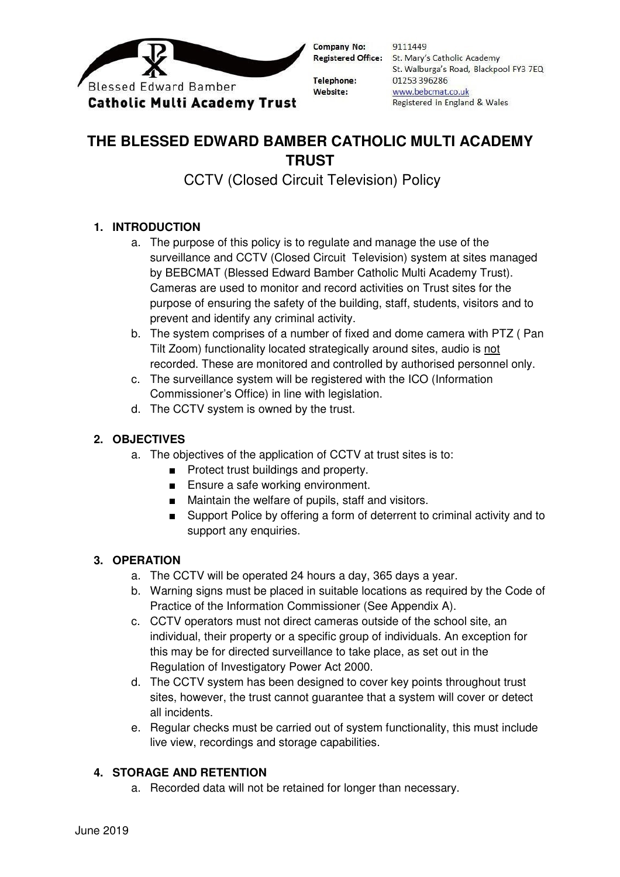Blessed Edward Bamber
**Catholic Multi Academy Trust**

**Company No:** 9111449
**Registered Office:** St. Mary's Catholic Academy, St. Walburga's Road, Blackpool FY3 7EQ
**Telephone:** 01253 396286
**Website:** www.bebcmat.co.uk
Registered in England & Wales

# THE BLESSED EDWARD BAMBER CATHOLIC MULTI ACADEMY TRUST

## CCTV (Closed Circuit Television) Policy

### 1. INTRODUCTION

a. The purpose of this policy is to regulate and manage the use of the surveillance and CCTV (Closed Circuit Television) system at sites managed by BEBCMAT (Blessed Edward Bamber Catholic Multi Academy Trust). Cameras are used to monitor and record activities on Trust sites for the purpose of ensuring the safety of the building, staff, students, visitors and to prevent and identify any criminal activity.

b. The system comprises of a number of fixed and dome camera with PTZ ( Pan Tilt Zoom) functionality located strategically around sites, audio is <u>not</u> recorded. These are monitored and controlled by authorised personnel only.

c. The surveillance system will be registered with the ICO (Information Commissioner's Office) in line with legislation.

d. The CCTV system is owned by the trust.

### 2. OBJECTIVES

a. The objectives of the application of CCTV at trust sites is to:
   - Protect trust buildings and property.
   - Ensure a safe working environment.
   - Maintain the welfare of pupils, staff and visitors.
   - Support Police by offering a form of deterrent to criminal activity and to support any enquiries.

### 3. OPERATION

a. The CCTV will be operated 24 hours a day, 365 days a year.

b. Warning signs must be placed in suitable locations as required by the Code of Practice of the Information Commissioner (See Appendix A).

c. CCTV operators must not direct cameras outside of the school site, an individual, their property or a specific group of individuals. An exception for this may be for directed surveillance to take place, as set out in the Regulation of Investigatory Power Act 2000.

d. The CCTV system has been designed to cover key points throughout trust sites, however, the trust cannot guarantee that a system will cover or detect all incidents.

e. Regular checks must be carried out of system functionality, this must include live view, recordings and storage capabilities.

### 4. STORAGE AND RETENTION

a. Recorded data will not be retained for longer than necessary.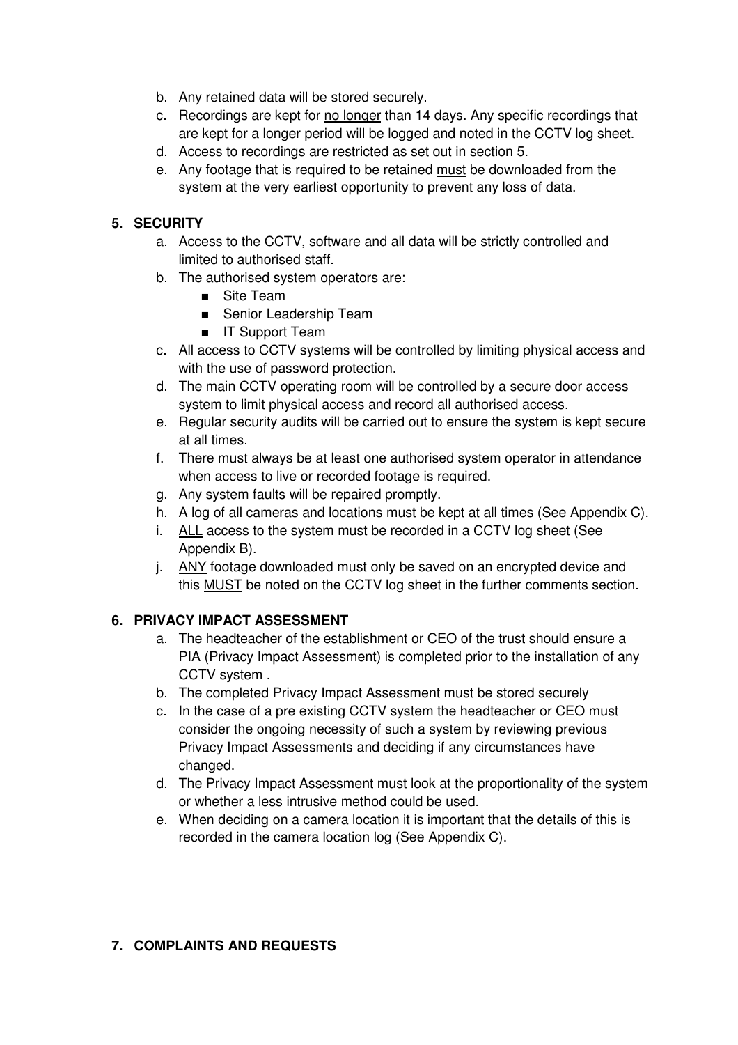b. Any retained data will be stored securely.
c. Recordings are kept for no longer than 14 days. Any specific recordings that are kept for a longer period will be logged and noted in the CCTV log sheet.
d. Access to recordings are restricted as set out in section 5.
e. Any footage that is required to be retained must be downloaded from the system at the very earliest opportunity to prevent any loss of data.

## 5. SECURITY

a. Access to the CCTV, software and all data will be strictly controlled and limited to authorised staff.
b. The authorised system operators are:
   - Site Team
   - Senior Leadership Team
   - IT Support Team
c. All access to CCTV systems will be controlled by limiting physical access and with the use of password protection.
d. The main CCTV operating room will be controlled by a secure door access system to limit physical access and record all authorised access.
e. Regular security audits will be carried out to ensure the system is kept secure at all times.
f. There must always be at least one authorised system operator in attendance when access to live or recorded footage is required.
g. Any system faults will be repaired promptly.
h. A log of all cameras and locations must be kept at all times (See Appendix C).
i. ALL access to the system must be recorded in a CCTV log sheet (See Appendix B).
j. ANY footage downloaded must only be saved on an encrypted device and this MUST be noted on the CCTV log sheet in the further comments section.

## 6. PRIVACY IMPACT ASSESSMENT

a. The headteacher of the establishment or CEO of the trust should ensure a PIA (Privacy Impact Assessment) is completed prior to the installation of any CCTV system .
b. The completed Privacy Impact Assessment must be stored securely
c. In the case of a pre existing CCTV system the headteacher or CEO must consider the ongoing necessity of such a system by reviewing previous Privacy Impact Assessments and deciding if any circumstances have changed.
d. The Privacy Impact Assessment must look at the proportionality of the system or whether a less intrusive method could be used.
e. When deciding on a camera location it is important that the details of this is recorded in the camera location log (See Appendix C).

## 7. COMPLAINTS AND REQUESTS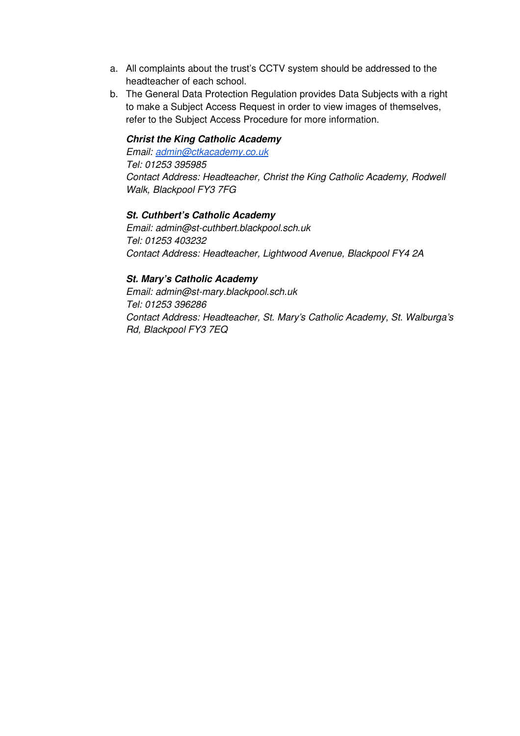a. All complaints about the trust's CCTV system should be addressed to the headteacher of each school.
b. The General Data Protection Regulation provides Data Subjects with a right to make a Subject Access Request in order to view images of themselves, refer to the Subject Access Procedure for more information.

***Christ the King Catholic Academy***
*Email: admin@ctkacademy.co.uk*
*Tel: 01253 395985*
*Contact Address: Headteacher, Christ the King Catholic Academy, Rodwell Walk, Blackpool FY3 7FG*

***St. Cuthbert's Catholic Academy***
*Email: admin@st-cuthbert.blackpool.sch.uk*
*Tel: 01253 403232*
*Contact Address: Headteacher, Lightwood Avenue, Blackpool FY4 2A*

***St. Mary's Catholic Academy***
*Email: admin@st-mary.blackpool.sch.uk*
*Tel: 01253 396286*
*Contact Address: Headteacher, St. Mary's Catholic Academy, St. Walburga's Rd, Blackpool FY3 7EQ*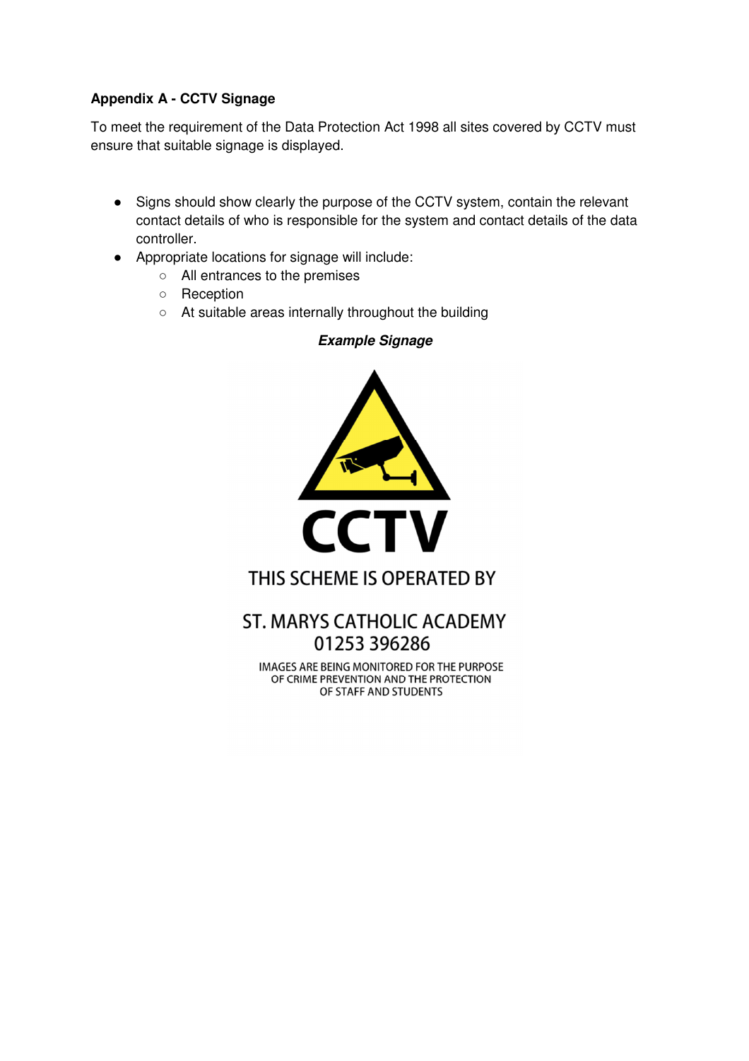**Appendix A - CCTV Signage**

To meet the requirement of the Data Protection Act 1998 all sites covered by CCTV must ensure that suitable signage is displayed.

- Signs should show clearly the purpose of the CCTV system, contain the relevant contact details of who is responsible for the system and contact details of the data controller.
- Appropriate locations for signage will include:
  - All entrances to the premises
  - Reception
  - At suitable areas internally throughout the building

***Example Signage***

CCTV

THIS SCHEME IS OPERATED BY

ST. MARYS CATHOLIC ACADEMY
01253 396286

IMAGES ARE BEING MONITORED FOR THE PURPOSE OF CRIME PREVENTION AND THE PROTECTION OF STAFF AND STUDENTS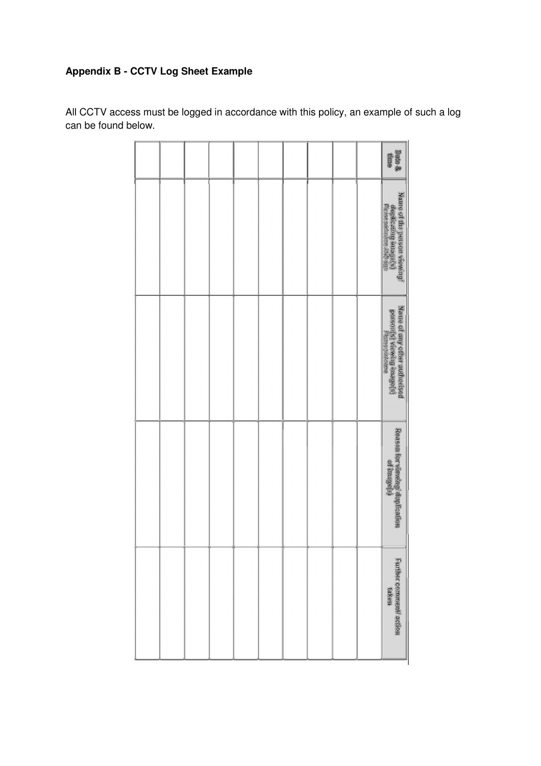**Appendix B - CCTV Log Sheet Example**

All CCTV access must be logged in accordance with this policy, an example of such a log can be found below.

| Date & time | Name of the person viewing/ duplicating image(s) | Name of any other authorised person(s) viewing image(s) | Reason for viewing/ duplication of image(s) | Further comment/ action taken |
|---|---|---|---|---|
| | | | | |
| | | | | |
| | | | | |
| | | | | |
| | | | | |
| | | | | |
| | | | | |
| | | | | |
| | | | | |
| | | | | |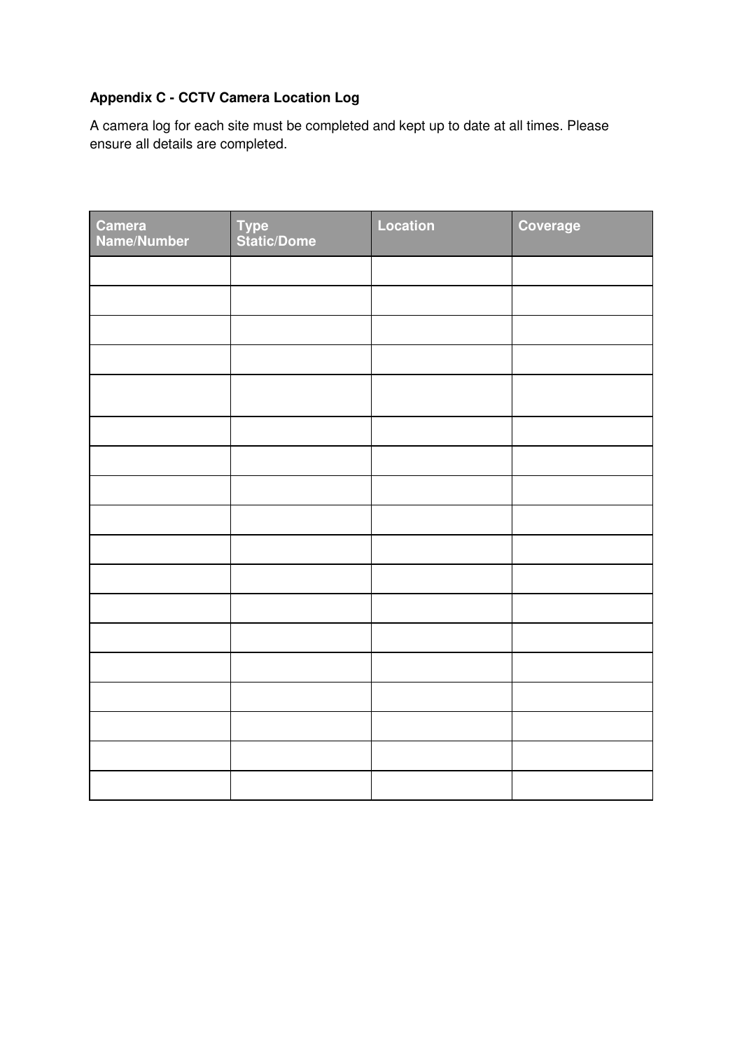**Appendix C - CCTV Camera Location Log**

A camera log for each site must be completed and kept up to date at all times. Please ensure all details are completed.

| Camera Name/Number | Type Static/Dome | Location | Coverage |
|---|---|---|---|
| | | | |
| | | | |
| | | | |
| | | | |
| | | | |
| | | | |
| | | | |
| | | | |
| | | | |
| | | | |
| | | | |
| | | | |
| | | | |
| | | | |
| | | | |
| | | | |
| | | | |
| | | | |